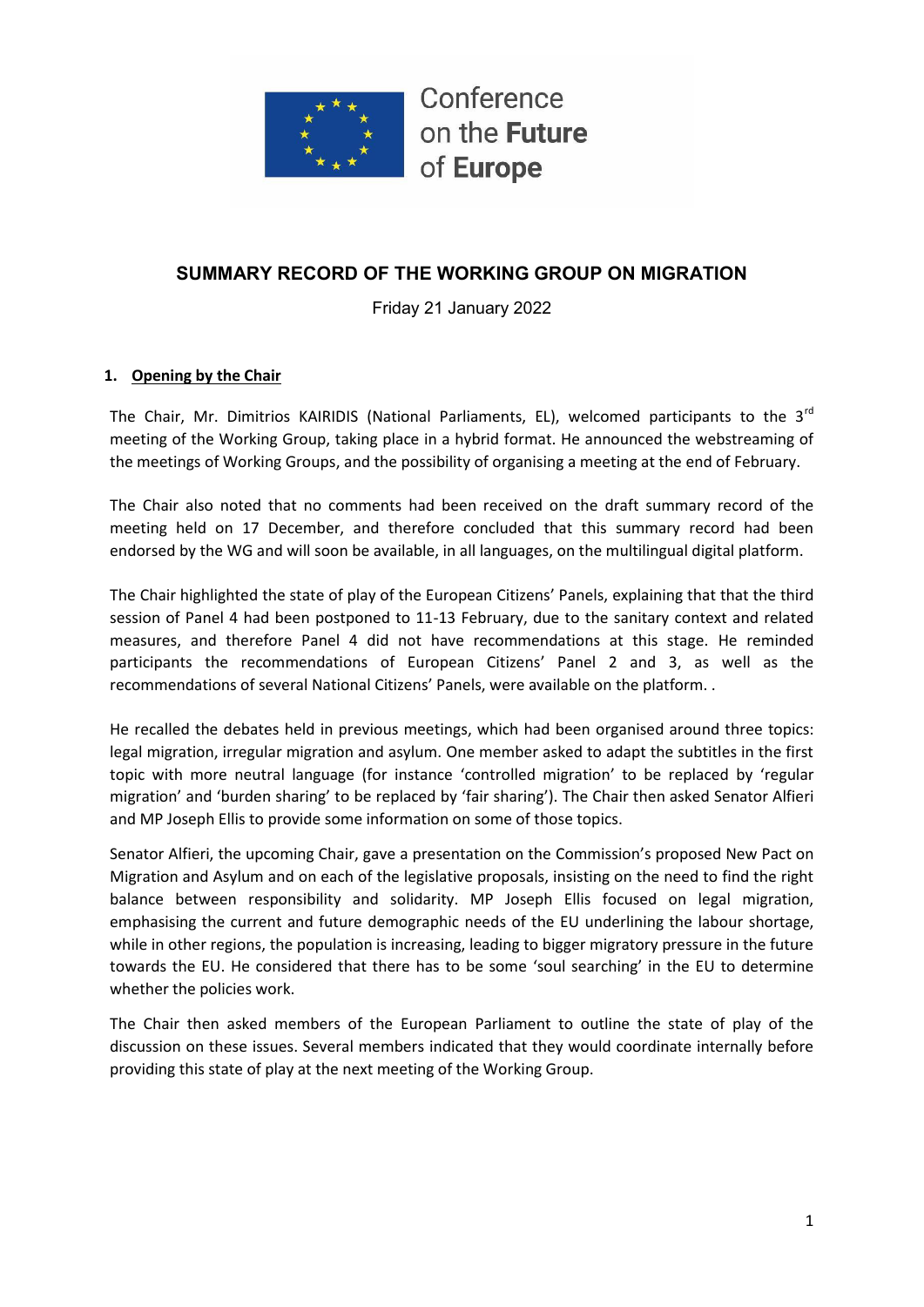Conference on the Future of Europe

# SUMMARY RECORD OF THE WORKING GROUP ON MIGRATION

Friday 21 January 2022

## 1. Opening by the Chair

The Chair, Mr. Dimitrios KAIRIDIS (National Parliaments, EL), welcomed participants to the 3rd meeting of the Working Group, taking place in a hybrid format. He announced the webstreaming of the meetings of Working Groups, and the possibility of organising a meeting at the end of February.

The Chair also noted that no comments had been received on the draft summary record of the meeting held on 17 December, and therefore concluded that this summary record had been endorsed by the WG and will soon be available, in all languages, on the multilingual digital platform.

The Chair highlighted the state of play of the European Citizens' Panels, explaining that that the third session of Panel 4 had been postponed to 11-13 February, due to the sanitary context and related measures, and therefore Panel 4 did not have recommendations at this stage. He reminded participants the recommendations of European Citizens' Panel 2 and 3, as well as the recommendations of several National Citizens' Panels, were available on the platform. .

He recalled the debates held in previous meetings, which had been organised around three topics: legal migration, irregular migration and asylum. One member asked to adapt the subtitles in the first topic with more neutral language (for instance 'controlled migration' to be replaced by 'regular migration' and 'burden sharing' to be replaced by 'fair sharing'). The Chair then asked Senator Alfieri and MP Joseph Ellis to provide some information on some of those topics.

Senator Alfieri, the upcoming Chair, gave a presentation on the Commission's proposed New Pact on Migration and Asylum and on each of the legislative proposals, insisting on the need to find the right balance between responsibility and solidarity. MP Joseph Ellis focused on legal migration, emphasising the current and future demographic needs of the EU underlining the labour shortage, while in other regions, the population is increasing, leading to bigger migratory pressure in the future towards the EU. He considered that there has to be some 'soul searching' in the EU to determine whether the policies work.

The Chair then asked members of the European Parliament to outline the state of play of the discussion on these issues. Several members indicated that they would coordinate internally before providing this state of play at the next meeting of the Working Group.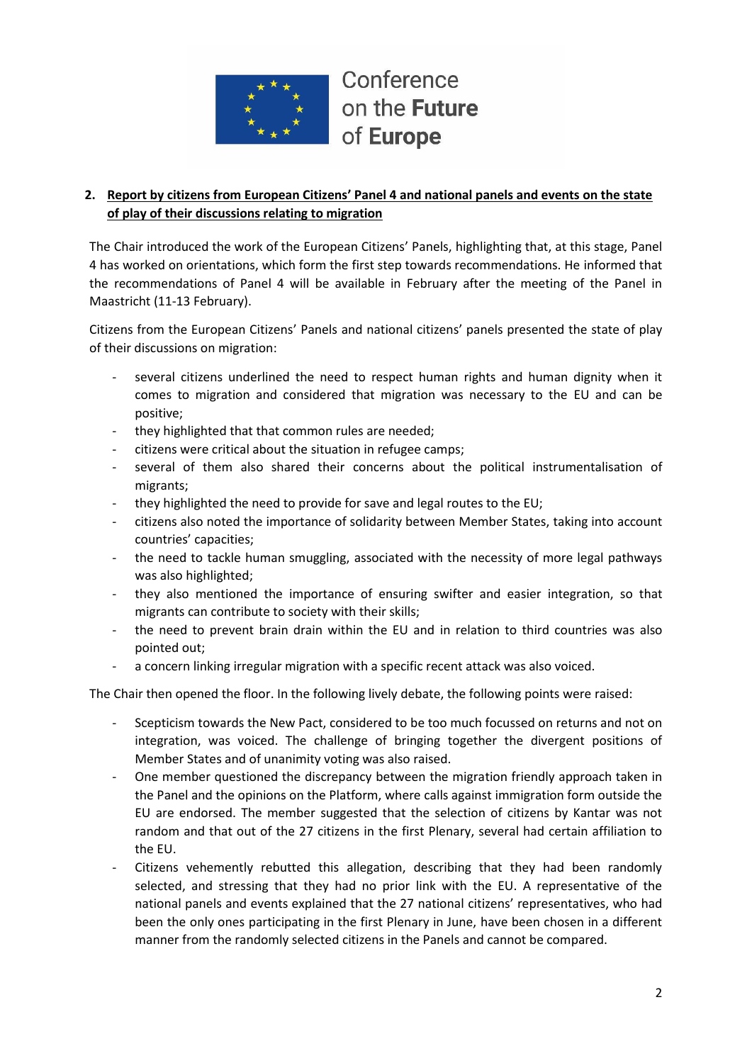Conference on the Future of Europe

## 2. Report by citizens from European Citizens' Panel 4 and national panels and events on the state of play of their discussions relating to migration

The Chair introduced the work of the European Citizens' Panels, highlighting that, at this stage, Panel 4 has worked on orientations, which form the first step towards recommendations. He informed that the recommendations of Panel 4 will be available in February after the meeting of the Panel in Maastricht (11-13 February).

Citizens from the European Citizens' Panels and national citizens' panels presented the state of play of their discussions on migration:

- several citizens underlined the need to respect human rights and human dignity when it comes to migration and considered that migration was necessary to the EU and can be positive;
- they highlighted that that common rules are needed;
- citizens were critical about the situation in refugee camps;
- several of them also shared their concerns about the political instrumentalisation of migrants;
- they highlighted the need to provide for save and legal routes to the EU;
- citizens also noted the importance of solidarity between Member States, taking into account countries' capacities;
- the need to tackle human smuggling, associated with the necessity of more legal pathways was also highlighted;
- they also mentioned the importance of ensuring swifter and easier integration, so that migrants can contribute to society with their skills;
- the need to prevent brain drain within the EU and in relation to third countries was also pointed out;
- a concern linking irregular migration with a specific recent attack was also voiced.

The Chair then opened the floor. In the following lively debate, the following points were raised:

- Scepticism towards the New Pact, considered to be too much focussed on returns and not on integration, was voiced. The challenge of bringing together the divergent positions of Member States and of unanimity voting was also raised.
- One member questioned the discrepancy between the migration friendly approach taken in the Panel and the opinions on the Platform, where calls against immigration form outside the EU are endorsed. The member suggested that the selection of citizens by Kantar was not random and that out of the 27 citizens in the first Plenary, several had certain affiliation to the EU.
- Citizens vehemently rebutted this allegation, describing that they had been randomly selected, and stressing that they had no prior link with the EU. A representative of the national panels and events explained that the 27 national citizens' representatives, who had been the only ones participating in the first Plenary in June, have been chosen in a different manner from the randomly selected citizens in the Panels and cannot be compared.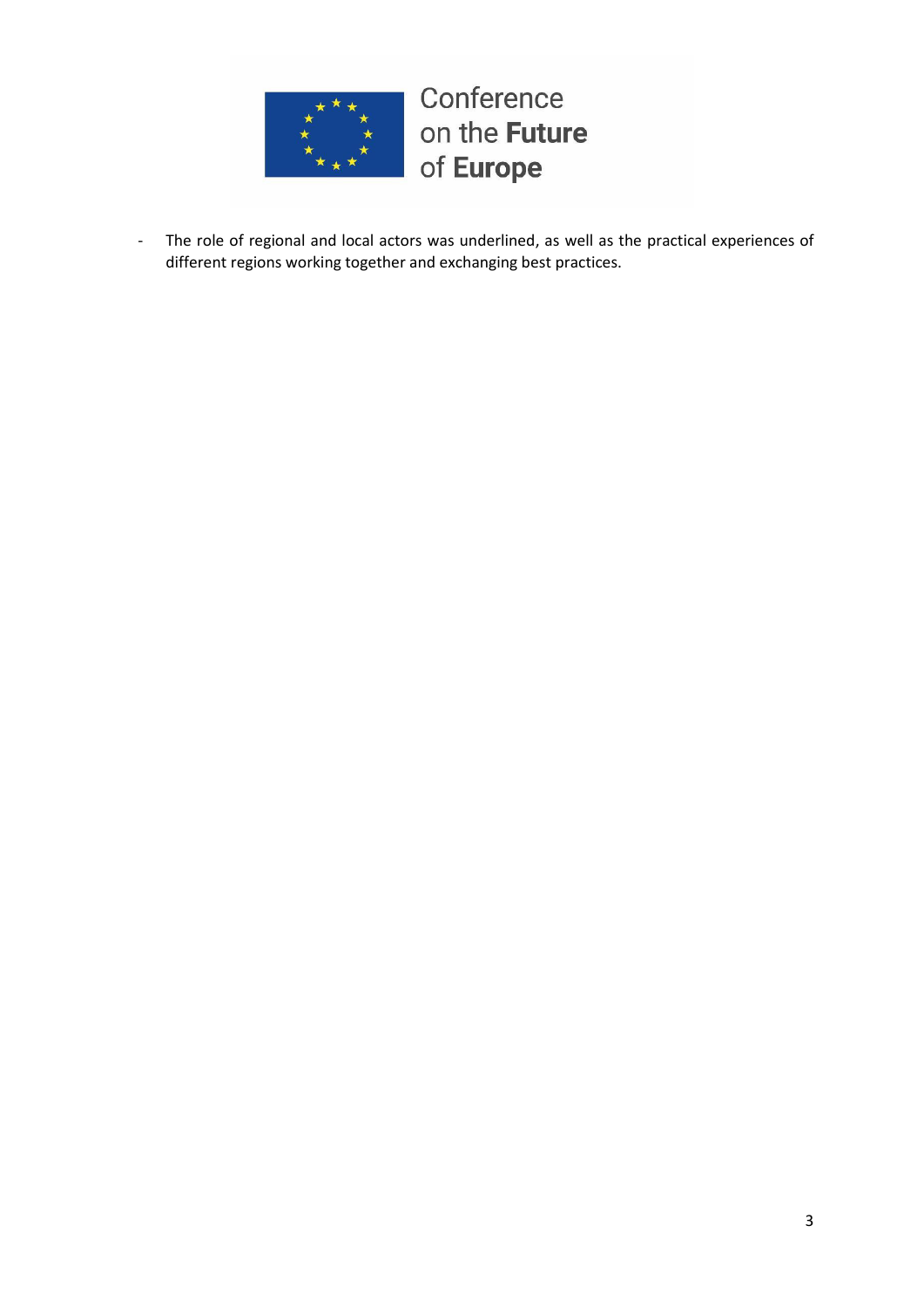- The role of regional and local actors was underlined, as well as the practical experiences of different regions working together and exchanging best practices.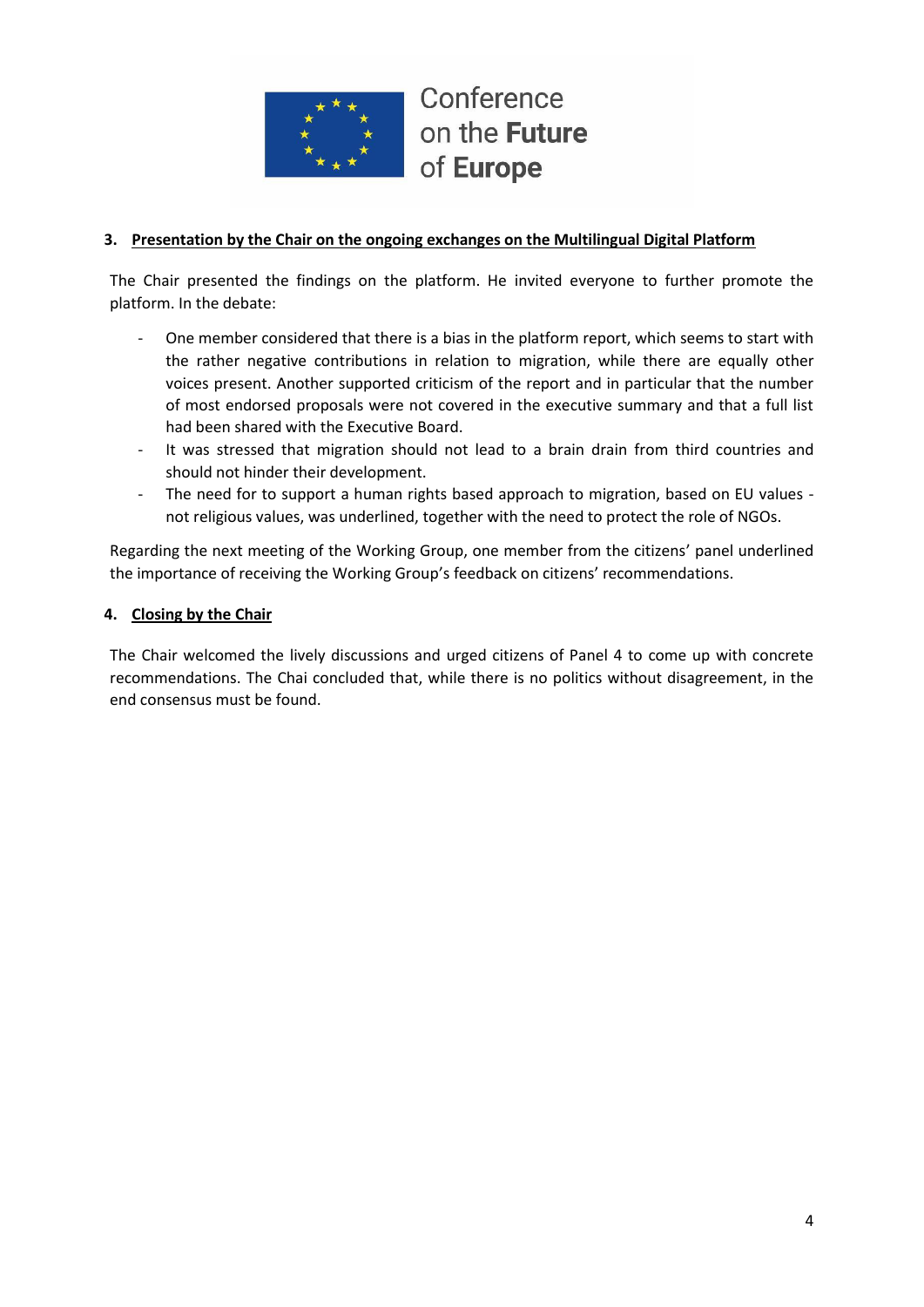## 3. Presentation by the Chair on the ongoing exchanges on the Multilingual Digital Platform

The Chair presented the findings on the platform. He invited everyone to further promote the platform. In the debate:

- One member considered that there is a bias in the platform report, which seems to start with the rather negative contributions in relation to migration, while there are equally other voices present. Another supported criticism of the report and in particular that the number of most endorsed proposals were not covered in the executive summary and that a full list had been shared with the Executive Board.
- It was stressed that migration should not lead to a brain drain from third countries and should not hinder their development.
- The need for to support a human rights based approach to migration, based on EU values - not religious values, was underlined, together with the need to protect the role of NGOs.

Regarding the next meeting of the Working Group, one member from the citizens' panel underlined the importance of receiving the Working Group's feedback on citizens' recommendations.

## 4. Closing by the Chair

The Chair welcomed the lively discussions and urged citizens of Panel 4 to come up with concrete recommendations. The Chai concluded that, while there is no politics without disagreement, in the end consensus must be found.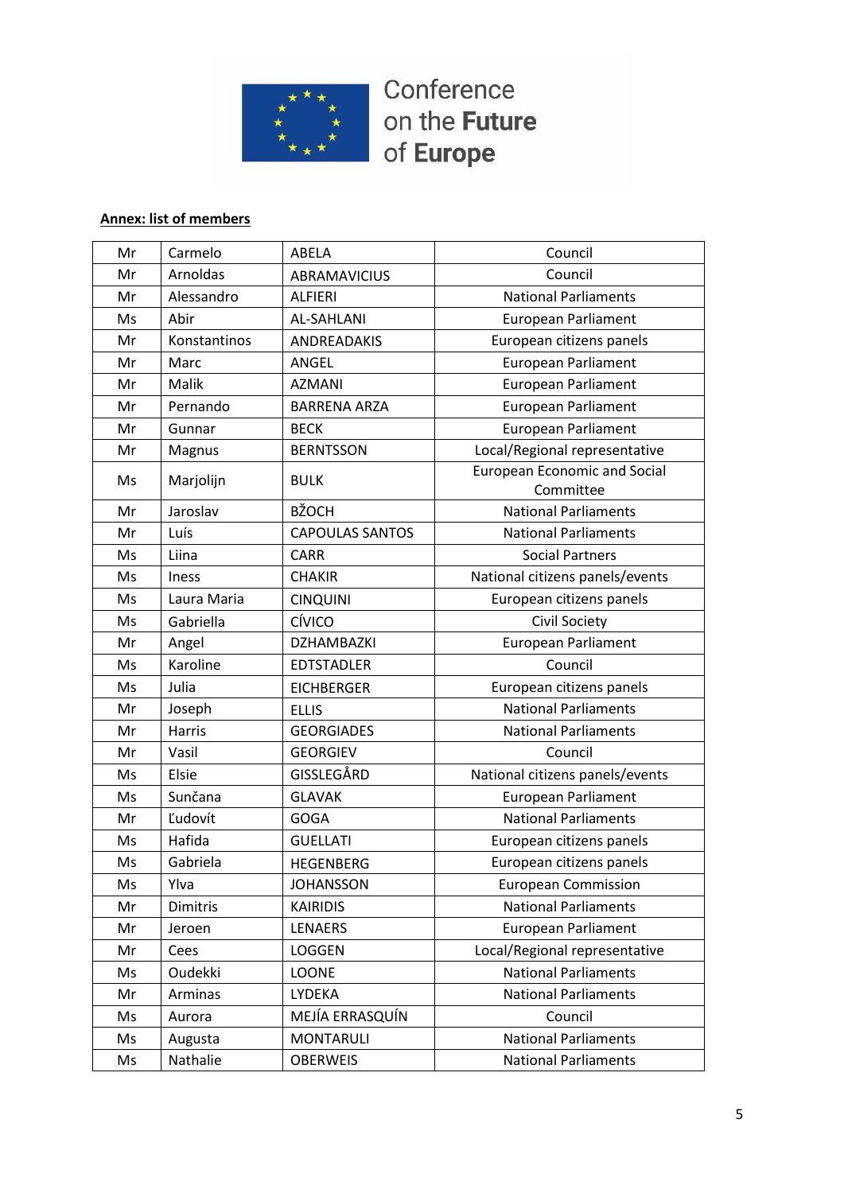Conference on the Future of Europe

**Annex: list of members**

| | | | |
|---|---|---|---|
| Mr | Carmelo | ABELA | Council |
| Mr | Arnoldas | ABRAMAVICIUS | Council |
| Mr | Alessandro | ALFIERI | National Parliaments |
| Ms | Abir | AL-SAHLANI | European Parliament |
| Mr | Konstantinos | ANDREADAKIS | European citizens panels |
| Mr | Marc | ANGEL | European Parliament |
| Mr | Malik | AZMANI | European Parliament |
| Mr | Pernando | BARRENA ARZA | European Parliament |
| Mr | Gunnar | BECK | European Parliament |
| Mr | Magnus | BERNTSSON | Local/Regional representative |
| Ms | Marjolijn | BULK | European Economic and Social Committee |
| Mr | Jaroslav | BŽOCH | National Parliaments |
| Mr | Luís | CAPOULAS SANTOS | National Parliaments |
| Ms | Liina | CARR | Social Partners |
| Ms | Iness | CHAKIR | National citizens panels/events |
| Ms | Laura Maria | CINQUINI | European citizens panels |
| Ms | Gabriella | CÍVICO | Civil Society |
| Mr | Angel | DZHAMBAZKI | European Parliament |
| Ms | Karoline | EDTSTADLER | Council |
| Ms | Julia | EICHBERGER | European citizens panels |
| Mr | Joseph | ELLIS | National Parliaments |
| Mr | Harris | GEORGIADES | National Parliaments |
| Mr | Vasil | GEORGIEV | Council |
| Ms | Elsie | GISSLEGÅRD | National citizens panels/events |
| Ms | Sunčana | GLAVAK | European Parliament |
| Mr | Ľudovít | GOGA | National Parliaments |
| Ms | Hafida | GUELLATI | European citizens panels |
| Ms | Gabriela | HEGENBERG | European citizens panels |
| Ms | Ylva | JOHANSSON | European Commission |
| Mr | Dimitris | KAIRIDIS | National Parliaments |
| Mr | Jeroen | LENAERS | European Parliament |
| Mr | Cees | LOGGEN | Local/Regional representative |
| Ms | Oudekki | LOONE | National Parliaments |
| Mr | Arminas | LYDEKA | National Parliaments |
| Ms | Aurora | MEJÍA ERRASQUÍN | Council |
| Ms | Augusta | MONTARULI | National Parliaments |
| Ms | Nathalie | OBERWEIS | National Parliaments |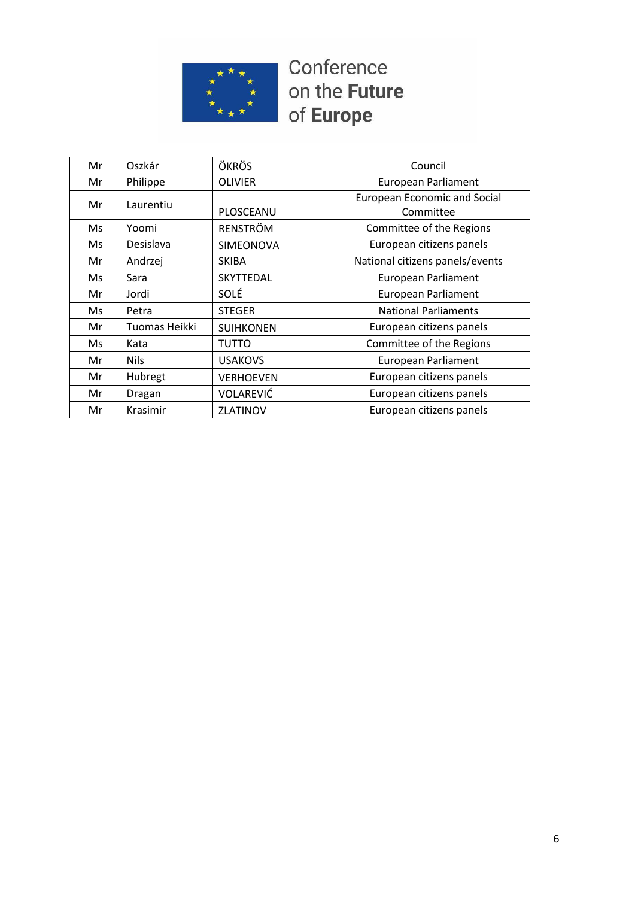| | | | |
|---|---|---|---|
| Mr | Oszkár | ÖKRÖS | Council |
| Mr | Philippe | OLIVIER | European Parliament |
| Mr | Laurentiu | PLOSCEANU | European Economic and Social Committee |
| Ms | Yoomi | RENSTRÖM | Committee of the Regions |
| Ms | Desislava | SIMEONOVA | European citizens panels |
| Mr | Andrzej | SKIBA | National citizens panels/events |
| Ms | Sara | SKYTTEDAL | European Parliament |
| Mr | Jordi | SOLÉ | European Parliament |
| Ms | Petra | STEGER | National Parliaments |
| Mr | Tuomas Heikki | SUIHKONEN | European citizens panels |
| Ms | Kata | TUTTO | Committee of the Regions |
| Mr | Nils | USAKOVS | European Parliament |
| Mr | Hubregt | VERHOEVEN | European citizens panels |
| Mr | Dragan | VOLAREVIĆ | European citizens panels |
| Mr | Krasimir | ZLATINOV | European citizens panels |